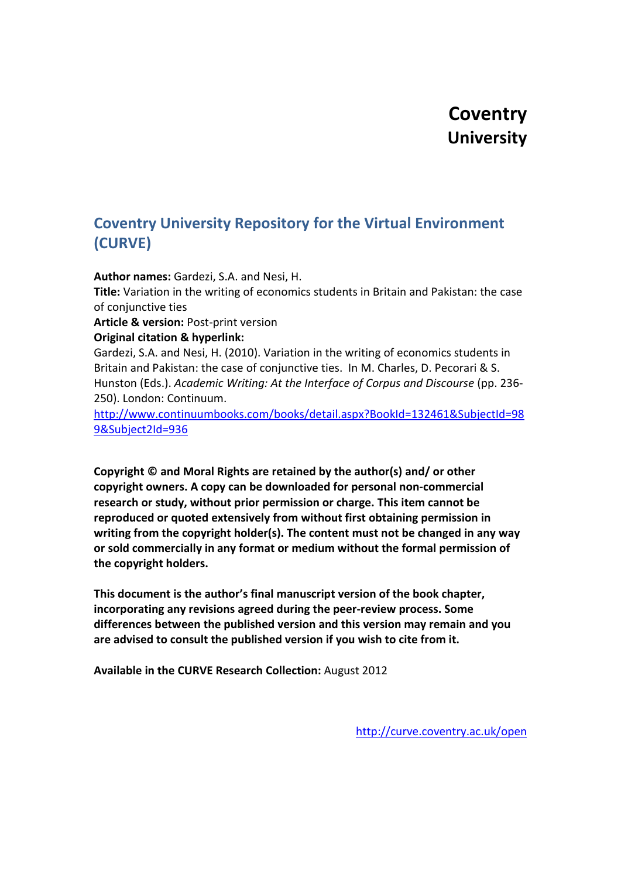# Coventry University

## Coventry University Repository for the Virtual Environment (CURVE)

**Author names:** Gardezi, S.A. and Nesi, H.
**Title:** Variation in the writing of economics students in Britain and Pakistan: the case of conjunctive ties
**Article & version:** Post-print version
**Original citation & hyperlink:**
Gardezi, S.A. and Nesi, H. (2010). Variation in the writing of economics students in Britain and Pakistan: the case of conjunctive ties. In M. Charles, D. Pecorari & S. Hunston (Eds.). *Academic Writing: At the Interface of Corpus and Discourse* (pp. 236-250). London: Continuum.
http://www.continuumbooks.com/books/detail.aspx?BookId=132461&SubjectId=989&Subject2Id=936

**Copyright © and Moral Rights are retained by the author(s) and/ or other copyright owners. A copy can be downloaded for personal non-commercial research or study, without prior permission or charge. This item cannot be reproduced or quoted extensively from without first obtaining permission in writing from the copyright holder(s). The content must not be changed in any way or sold commercially in any format or medium without the formal permission of the copyright holders.**

**This document is the author's final manuscript version of the book chapter, incorporating any revisions agreed during the peer-review process. Some differences between the published version and this version may remain and you are advised to consult the published version if you wish to cite from it.**

**Available in the CURVE Research Collection:** August 2012

http://curve.coventry.ac.uk/open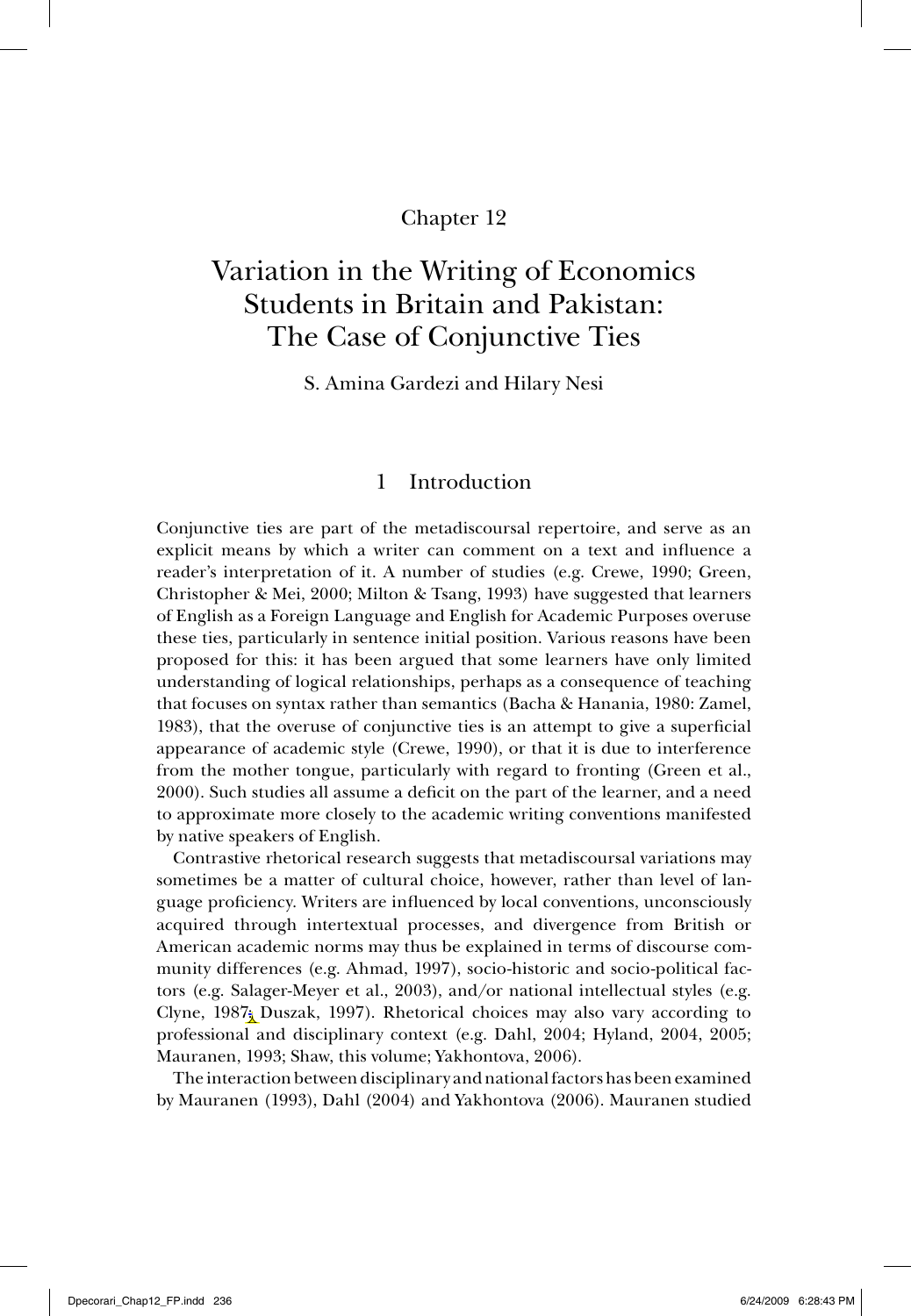Chapter 12

# Variation in the Writing of Economics Students in Britain and Pakistan: The Case of Conjunctive Ties

S. Amina Gardezi and Hilary Nesi

## 1 Introduction

Conjunctive ties are part of the metadiscoursal repertoire, and serve as an explicit means by which a writer can comment on a text and influence a reader's interpretation of it. A number of studies (e.g. Crewe, 1990; Green, Christopher & Mei, 2000; Milton & Tsang, 1993) have suggested that learners of English as a Foreign Language and English for Academic Purposes overuse these ties, particularly in sentence initial position. Various reasons have been proposed for this: it has been argued that some learners have only limited understanding of logical relationships, perhaps as a consequence of teaching that focuses on syntax rather than semantics (Bacha & Hanania, 1980: Zamel, 1983), that the overuse of conjunctive ties is an attempt to give a superficial appearance of academic style (Crewe, 1990), or that it is due to interference from the mother tongue, particularly with regard to fronting (Green et al., 2000). Such studies all assume a deficit on the part of the learner, and a need to approximate more closely to the academic writing conventions manifested by native speakers of English.

Contrastive rhetorical research suggests that metadiscoursal variations may sometimes be a matter of cultural choice, however, rather than level of language proficiency. Writers are influenced by local conventions, unconsciously acquired through intertextual processes, and divergence from British or American academic norms may thus be explained in terms of discourse community differences (e.g. Ahmad, 1997), socio-historic and socio-political factors (e.g. Salager-Meyer et al., 2003), and/or national intellectual styles (e.g. Clyne, 1987; Duszak, 1997). Rhetorical choices may also vary according to professional and disciplinary context (e.g. Dahl, 2004; Hyland, 2004, 2005; Mauranen, 1993; Shaw, this volume; Yakhontova, 2006).

The interaction between disciplinary and national factors has been examined by Mauranen (1993), Dahl (2004) and Yakhontova (2006). Mauranen studied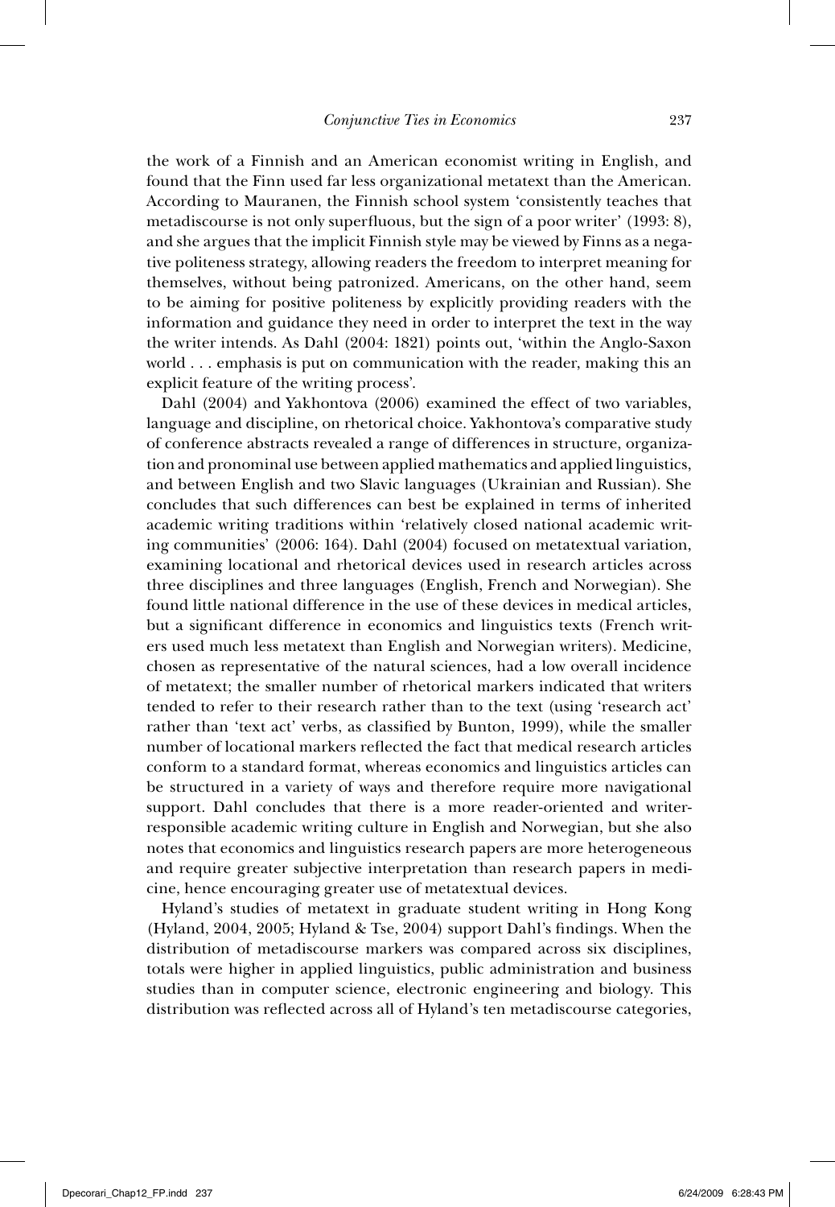the work of a Finnish and an American economist writing in English, and found that the Finn used far less organizational metatext than the American. According to Mauranen, the Finnish school system 'consistently teaches that metadiscourse is not only superfluous, but the sign of a poor writer' (1993: 8), and she argues that the implicit Finnish style may be viewed by Finns as a negative politeness strategy, allowing readers the freedom to interpret meaning for themselves, without being patronized. Americans, on the other hand, seem to be aiming for positive politeness by explicitly providing readers with the information and guidance they need in order to interpret the text in the way the writer intends. As Dahl (2004: 1821) points out, 'within the Anglo-Saxon world . . . emphasis is put on communication with the reader, making this an explicit feature of the writing process'.

Dahl (2004) and Yakhontova (2006) examined the effect of two variables, language and discipline, on rhetorical choice. Yakhontova's comparative study of conference abstracts revealed a range of differences in structure, organization and pronominal use between applied mathematics and applied linguistics, and between English and two Slavic languages (Ukrainian and Russian). She concludes that such differences can best be explained in terms of inherited academic writing traditions within 'relatively closed national academic writing communities' (2006: 164). Dahl (2004) focused on metatextual variation, examining locational and rhetorical devices used in research articles across three disciplines and three languages (English, French and Norwegian). She found little national difference in the use of these devices in medical articles, but a significant difference in economics and linguistics texts (French writers used much less metatext than English and Norwegian writers). Medicine, chosen as representative of the natural sciences, had a low overall incidence of metatext; the smaller number of rhetorical markers indicated that writers tended to refer to their research rather than to the text (using 'research act' rather than 'text act' verbs, as classified by Bunton, 1999), while the smaller number of locational markers reflected the fact that medical research articles conform to a standard format, whereas economics and linguistics articles can be structured in a variety of ways and therefore require more navigational support. Dahl concludes that there is a more reader-oriented and writer-responsible academic writing culture in English and Norwegian, but she also notes that economics and linguistics research papers are more heterogeneous and require greater subjective interpretation than research papers in medicine, hence encouraging greater use of metatextual devices.

Hyland's studies of metatext in graduate student writing in Hong Kong (Hyland, 2004, 2005; Hyland & Tse, 2004) support Dahl's findings. When the distribution of metadiscourse markers was compared across six disciplines, totals were higher in applied linguistics, public administration and business studies than in computer science, electronic engineering and biology. This distribution was reflected across all of Hyland's ten metadiscourse categories,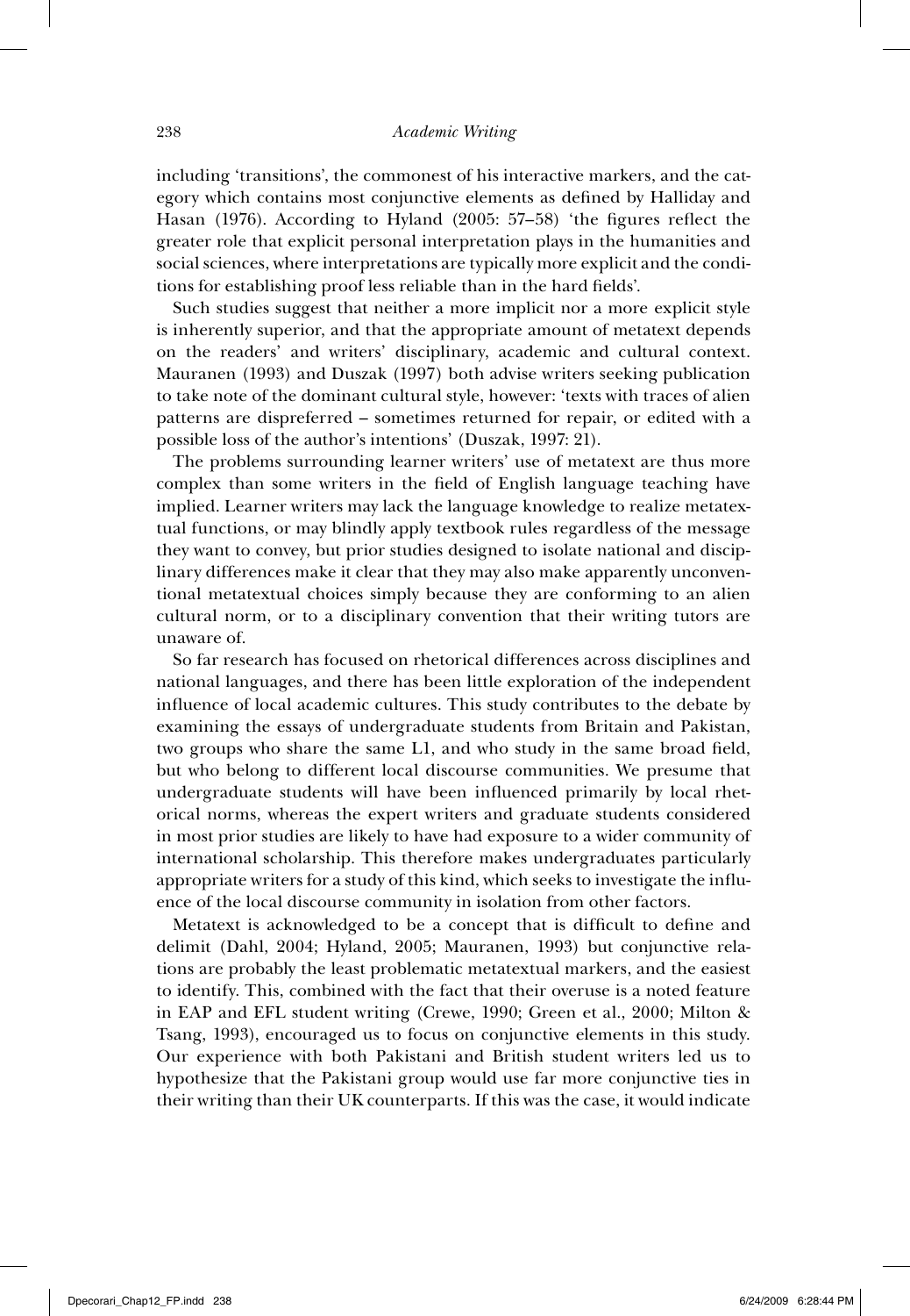including 'transitions', the commonest of his interactive markers, and the category which contains most conjunctive elements as defined by Halliday and Hasan (1976). According to Hyland (2005: 57–58) 'the figures reflect the greater role that explicit personal interpretation plays in the humanities and social sciences, where interpretations are typically more explicit and the conditions for establishing proof less reliable than in the hard fields'.

Such studies suggest that neither a more implicit nor a more explicit style is inherently superior, and that the appropriate amount of metatext depends on the readers' and writers' disciplinary, academic and cultural context. Mauranen (1993) and Duszak (1997) both advise writers seeking publication to take note of the dominant cultural style, however: 'texts with traces of alien patterns are dispreferred – sometimes returned for repair, or edited with a possible loss of the author's intentions' (Duszak, 1997: 21).

The problems surrounding learner writers' use of metatext are thus more complex than some writers in the field of English language teaching have implied. Learner writers may lack the language knowledge to realize metatextual functions, or may blindly apply textbook rules regardless of the message they want to convey, but prior studies designed to isolate national and disciplinary differences make it clear that they may also make apparently unconventional metatextual choices simply because they are conforming to an alien cultural norm, or to a disciplinary convention that their writing tutors are unaware of.

So far research has focused on rhetorical differences across disciplines and national languages, and there has been little exploration of the independent influence of local academic cultures. This study contributes to the debate by examining the essays of undergraduate students from Britain and Pakistan, two groups who share the same L1, and who study in the same broad field, but who belong to different local discourse communities. We presume that undergraduate students will have been influenced primarily by local rhetorical norms, whereas the expert writers and graduate students considered in most prior studies are likely to have had exposure to a wider community of international scholarship. This therefore makes undergraduates particularly appropriate writers for a study of this kind, which seeks to investigate the influence of the local discourse community in isolation from other factors.

Metatext is acknowledged to be a concept that is difficult to define and delimit (Dahl, 2004; Hyland, 2005; Mauranen, 1993) but conjunctive relations are probably the least problematic metatextual markers, and the easiest to identify. This, combined with the fact that their overuse is a noted feature in EAP and EFL student writing (Crewe, 1990; Green et al., 2000; Milton & Tsang, 1993), encouraged us to focus on conjunctive elements in this study. Our experience with both Pakistani and British student writers led us to hypothesize that the Pakistani group would use far more conjunctive ties in their writing than their UK counterparts. If this was the case, it would indicate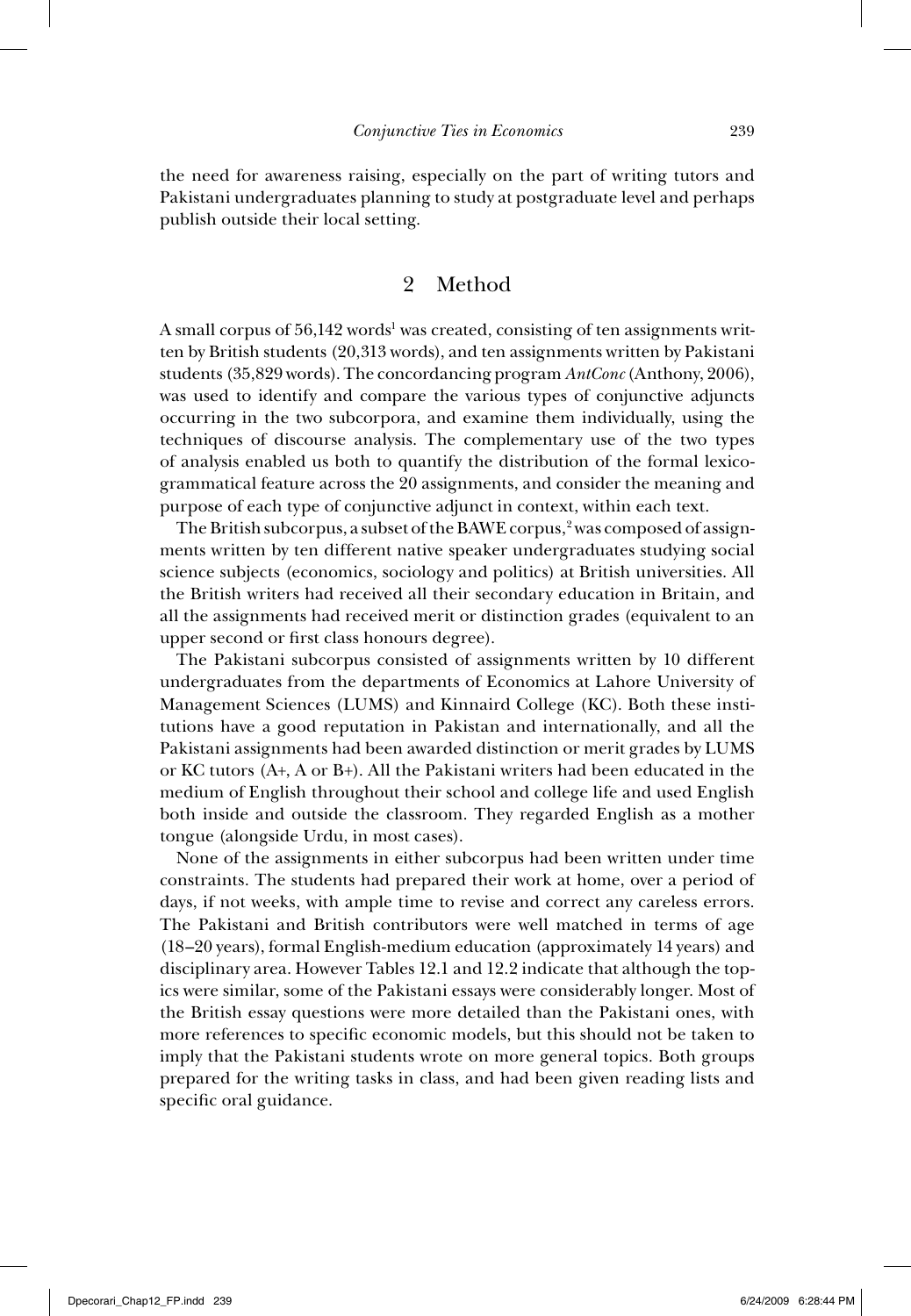the need for awareness raising, especially on the part of writing tutors and Pakistani undergraduates planning to study at postgraduate level and perhaps publish outside their local setting.

## 2 Method

A small corpus of 56,142 words[1] was created, consisting of ten assignments written by British students (20,313 words), and ten assignments written by Pakistani students (35,829 words). The concordancing program *AntConc* (Anthony, 2006), was used to identify and compare the various types of conjunctive adjuncts occurring in the two subcorpora, and examine them individually, using the techniques of discourse analysis. The complementary use of the two types of analysis enabled us both to quantify the distribution of the formal lexicogrammatical feature across the 20 assignments, and consider the meaning and purpose of each type of conjunctive adjunct in context, within each text.

The British subcorpus, a subset of the BAWE corpus,[2] was composed of assignments written by ten different native speaker undergraduates studying social science subjects (economics, sociology and politics) at British universities. All the British writers had received all their secondary education in Britain, and all the assignments had received merit or distinction grades (equivalent to an upper second or first class honours degree).

The Pakistani subcorpus consisted of assignments written by 10 different undergraduates from the departments of Economics at Lahore University of Management Sciences (LUMS) and Kinnaird College (KC). Both these institutions have a good reputation in Pakistan and internationally, and all the Pakistani assignments had been awarded distinction or merit grades by LUMS or KC tutors (A+, A or B+). All the Pakistani writers had been educated in the medium of English throughout their school and college life and used English both inside and outside the classroom. They regarded English as a mother tongue (alongside Urdu, in most cases).

None of the assignments in either subcorpus had been written under time constraints. The students had prepared their work at home, over a period of days, if not weeks, with ample time to revise and correct any careless errors. The Pakistani and British contributors were well matched in terms of age (18–20 years), formal English-medium education (approximately 14 years) and disciplinary area. However Tables 12.1 and 12.2 indicate that although the topics were similar, some of the Pakistani essays were considerably longer. Most of the British essay questions were more detailed than the Pakistani ones, with more references to specific economic models, but this should not be taken to imply that the Pakistani students wrote on more general topics. Both groups prepared for the writing tasks in class, and had been given reading lists and specific oral guidance.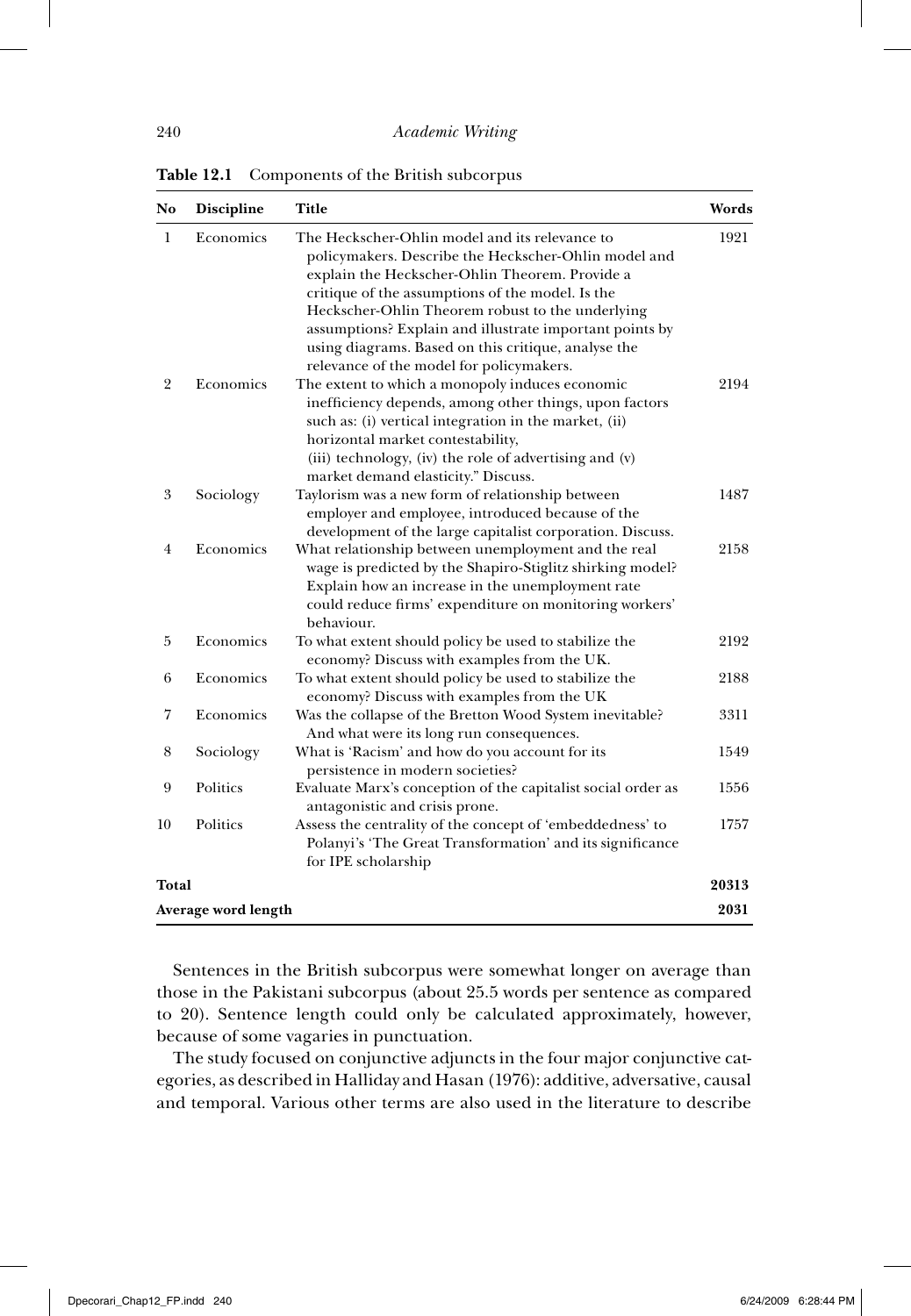**Table 12.1** Components of the British subcorpus

| No | Discipline | Title | Words |
|---|---|---|---|
| 1 | Economics | The Heckscher-Ohlin model and its relevance to policymakers. Describe the Heckscher-Ohlin model and explain the Heckscher-Ohlin Theorem. Provide a critique of the assumptions of the model. Is the Heckscher-Ohlin Theorem robust to the underlying assumptions? Explain and illustrate important points by using diagrams. Based on this critique, analyse the relevance of the model for policymakers. | 1921 |
| 2 | Economics | The extent to which a monopoly induces economic inefficiency depends, among other things, upon factors such as: (i) vertical integration in the market, (ii) horizontal market contestability, (iii) technology, (iv) the role of advertising and (v) market demand elasticity." Discuss. | 2194 |
| 3 | Sociology | Taylorism was a new form of relationship between employer and employee, introduced because of the development of the large capitalist corporation. Discuss. | 1487 |
| 4 | Economics | What relationship between unemployment and the real wage is predicted by the Shapiro-Stiglitz shirking model? Explain how an increase in the unemployment rate could reduce firms' expenditure on monitoring workers' behaviour. | 2158 |
| 5 | Economics | To what extent should policy be used to stabilize the economy? Discuss with examples from the UK. | 2192 |
| 6 | Economics | To what extent should policy be used to stabilize the economy? Discuss with examples from the UK | 2188 |
| 7 | Economics | Was the collapse of the Bretton Wood System inevitable? And what were its long run consequences. | 3311 |
| 8 | Sociology | What is 'Racism' and how do you account for its persistence in modern societies? | 1549 |
| 9 | Politics | Evaluate Marx's conception of the capitalist social order as antagonistic and crisis prone. | 1556 |
| 10 | Politics | Assess the centrality of the concept of 'embeddedness' to Polanyi's 'The Great Transformation' and its significance for IPE scholarship | 1757 |
| **Total** | | | **20313** |
| **Average word length** | | | **2031** |

Sentences in the British subcorpus were somewhat longer on average than those in the Pakistani subcorpus (about 25.5 words per sentence as compared to 20). Sentence length could only be calculated approximately, however, because of some vagaries in punctuation.

The study focused on conjunctive adjuncts in the four major conjunctive categories, as described in Halliday and Hasan (1976): additive, adversative, causal and temporal. Various other terms are also used in the literature to describe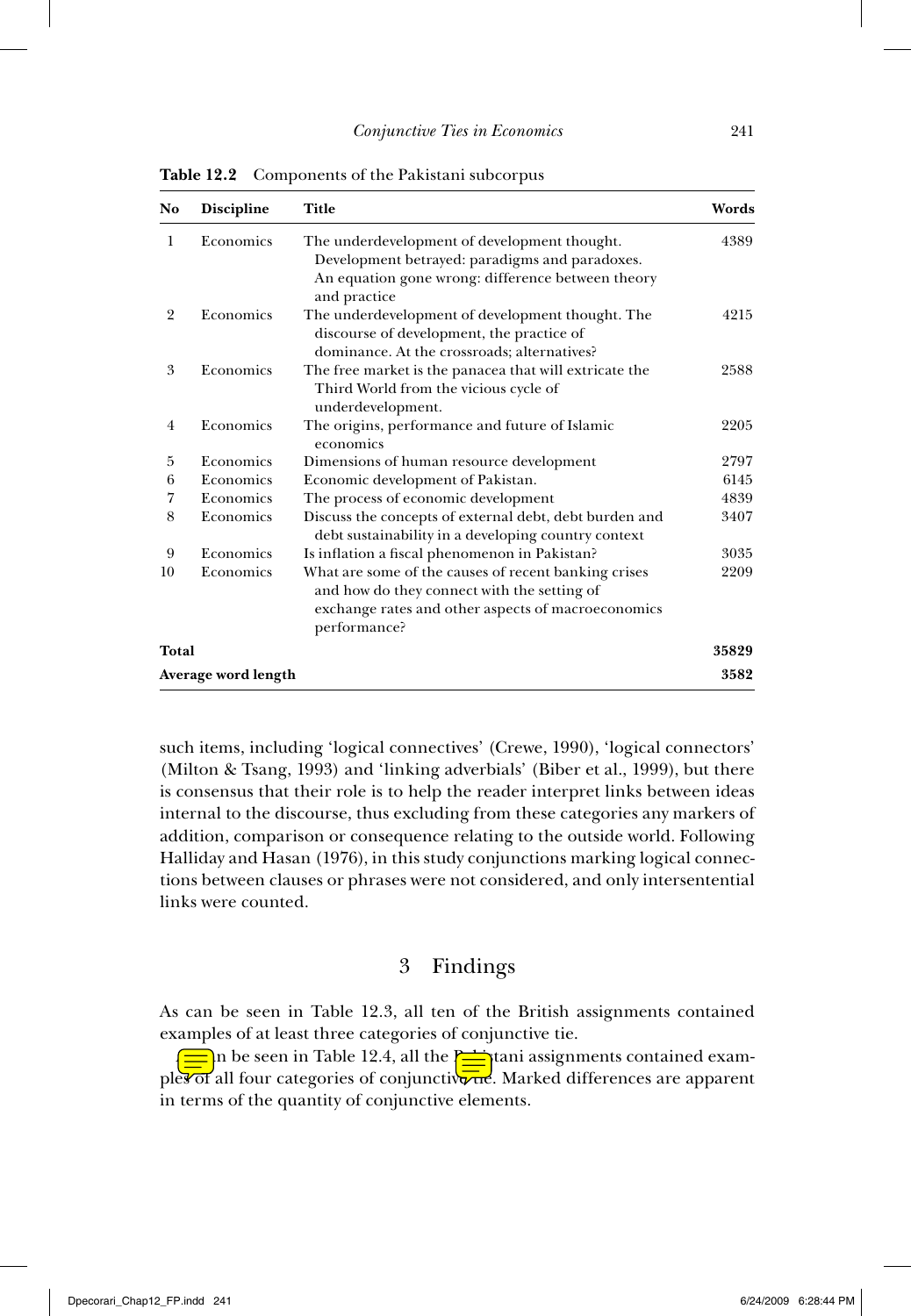**Table 12.2** Components of the Pakistani subcorpus

| No | Discipline | Title | Words |
|---|---|---|---|
| 1 | Economics | The underdevelopment of development thought. Development betrayed: paradigms and paradoxes. An equation gone wrong: difference between theory and practice | 4389 |
| 2 | Economics | The underdevelopment of development thought. The discourse of development, the practice of dominance. At the crossroads; alternatives? | 4215 |
| 3 | Economics | The free market is the panacea that will extricate the Third World from the vicious cycle of underdevelopment. | 2588 |
| 4 | Economics | The origins, performance and future of Islamic economics | 2205 |
| 5 | Economics | Dimensions of human resource development | 2797 |
| 6 | Economics | Economic development of Pakistan. | 6145 |
| 7 | Economics | The process of economic development | 4839 |
| 8 | Economics | Discuss the concepts of external debt, debt burden and debt sustainability in a developing country context | 3407 |
| 9 | Economics | Is inflation a fiscal phenomenon in Pakistan? | 3035 |
| 10 | Economics | What are some of the causes of recent banking crises and how do they connect with the setting of exchange rates and other aspects of macroeconomics performance? | 2209 |
| **Total** | | | **35829** |
| **Average word length** | | | **3582** |

such items, including 'logical connectives' (Crewe, 1990), 'logical connectors' (Milton & Tsang, 1993) and 'linking adverbials' (Biber et al., 1999), but there is consensus that their role is to help the reader interpret links between ideas internal to the discourse, thus excluding from these categories any markers of addition, comparison or consequence relating to the outside world. Following Halliday and Hasan (1976), in this study conjunctions marking logical connections between clauses or phrases were not considered, and only intersentential links were counted.

## 3 Findings

As can be seen in Table 12.3, all ten of the British assignments contained examples of at least three categories of conjunctive tie.

As can be seen in Table 12.4, all the Pakistani assignments contained examples of all four categories of conjunctive tie. Marked differences are apparent in terms of the quantity of conjunctive elements.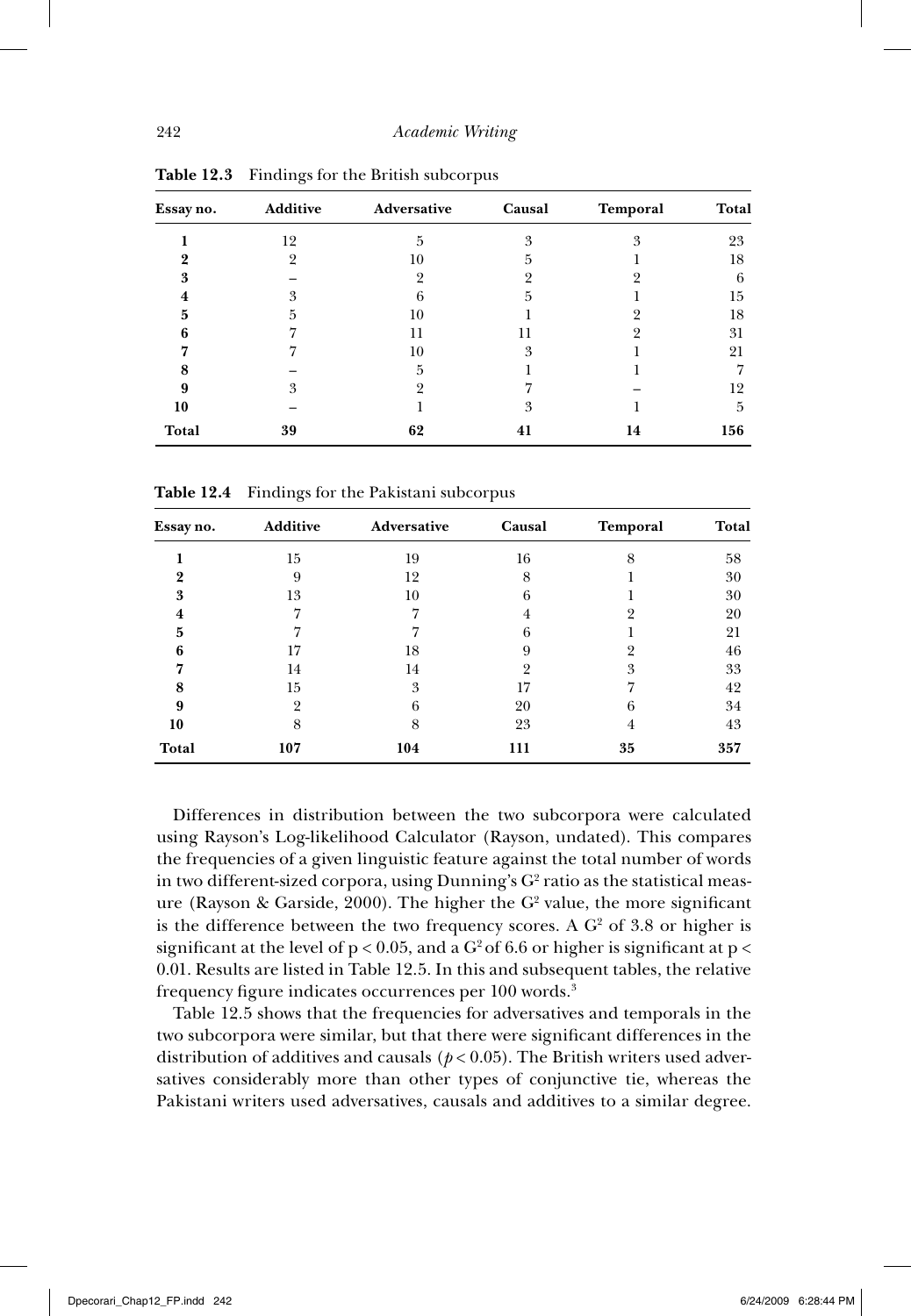**Table 12.3** Findings for the British subcorpus

| Essay no. | Additive | Adversative | Causal | Temporal | Total |
|---|---|---|---|---|---|
| **1** | 12 | 5 | 3 | 3 | 23 |
| **2** | 2 | 10 | 5 | 1 | 18 |
| **3** | – | 2 | 2 | 2 | 6 |
| **4** | 3 | 6 | 5 | 1 | 15 |
| **5** | 5 | 10 | 1 | 2 | 18 |
| **6** | 7 | 11 | 11 | 2 | 31 |
| **7** | 7 | 10 | 3 | 1 | 21 |
| **8** | – | 5 | 1 | 1 | 7 |
| **9** | 3 | 2 | 7 | – | 12 |
| **10** | – | 1 | 3 | 1 | 5 |
| **Total** | **39** | **62** | **41** | **14** | **156** |

**Table 12.4** Findings for the Pakistani subcorpus

| Essay no. | Additive | Adversative | Causal | Temporal | Total |
|---|---|---|---|---|---|
| **1** | 15 | 19 | 16 | 8 | 58 |
| **2** | 9 | 12 | 8 | 1 | 30 |
| **3** | 13 | 10 | 6 | 1 | 30 |
| **4** | 7 | 7 | 4 | 2 | 20 |
| **5** | 7 | 7 | 6 | 1 | 21 |
| **6** | 17 | 18 | 9 | 2 | 46 |
| **7** | 14 | 14 | 2 | 3 | 33 |
| **8** | 15 | 3 | 17 | 7 | 42 |
| **9** | 2 | 6 | 20 | 6 | 34 |
| **10** | 8 | 8 | 23 | 4 | 43 |
| **Total** | **107** | **104** | **111** | **35** | **357** |

Differences in distribution between the two subcorpora were calculated using Rayson's Log-likelihood Calculator (Rayson, undated). This compares the frequencies of a given linguistic feature against the total number of words in two different-sized corpora, using Dunning's $G^2$ ratio as the statistical measure (Rayson & Garside, 2000). The higher the $G^2$ value, the more significant is the difference between the two frequency scores. A $G^2$ of 3.8 or higher is significant at the level of $p < 0.05$, and a $G^2$ of 6.6 or higher is significant at $p < 0.01$. Results are listed in Table 12.5. In this and subsequent tables, the relative frequency figure indicates occurrences per 100 words.[3]

Table 12.5 shows that the frequencies for adversatives and temporals in the two subcorpora were similar, but that there were significant differences in the distribution of additives and causals ($p < 0.05$). The British writers used adversatives considerably more than other types of conjunctive tie, whereas the Pakistani writers used adversatives, causals and additives to a similar degree.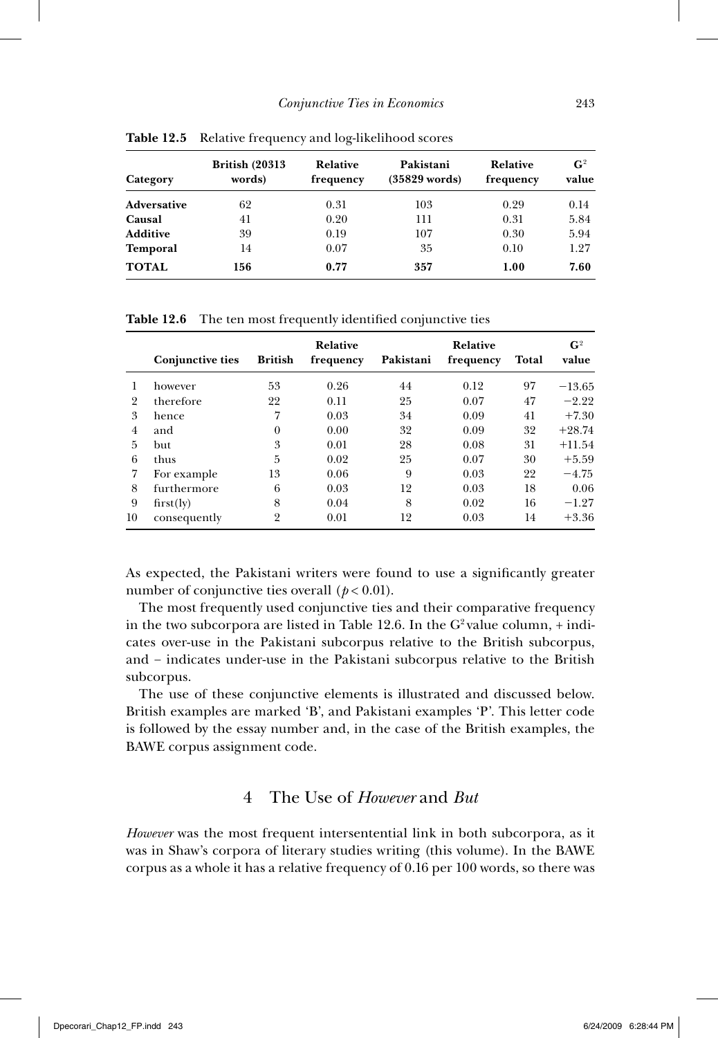**Table 12.5** Relative frequency and log-likelihood scores

| Category | British (20313 words) | Relative frequency | Pakistani (35829 words) | Relative frequency | $G^2$ value |
|---|---|---|---|---|---|
| **Adversative** | 62 | 0.31 | 103 | 0.29 | 0.14 |
| **Causal** | 41 | 0.20 | 111 | 0.31 | 5.84 |
| **Additive** | 39 | 0.19 | 107 | 0.30 | 5.94 |
| **Temporal** | 14 | 0.07 | 35 | 0.10 | 1.27 |
| **TOTAL** | **156** | **0.77** | **357** | **1.00** | **7.60** |

**Table 12.6** The ten most frequently identified conjunctive ties

| | Conjunctive ties | British | Relative frequency | Pakistani | Relative frequency | Total | $G^2$ value |
|---|---|---|---|---|---|---|---|
| 1 | however | 53 | 0.26 | 44 | 0.12 | 97 | −13.65 |
| 2 | therefore | 22 | 0.11 | 25 | 0.07 | 47 | −2.22 |
| 3 | hence | 7 | 0.03 | 34 | 0.09 | 41 | +7.30 |
| 4 | and | 0 | 0.00 | 32 | 0.09 | 32 | +28.74 |
| 5 | but | 3 | 0.01 | 28 | 0.08 | 31 | +11.54 |
| 6 | thus | 5 | 0.02 | 25 | 0.07 | 30 | +5.59 |
| 7 | For example | 13 | 0.06 | 9 | 0.03 | 22 | −4.75 |
| 8 | furthermore | 6 | 0.03 | 12 | 0.03 | 18 | 0.06 |
| 9 | first(ly) | 8 | 0.04 | 8 | 0.02 | 16 | −1.27 |
| 10 | consequently | 2 | 0.01 | 12 | 0.03 | 14 | +3.36 |

As expected, the Pakistani writers were found to use a significantly greater number of conjunctive ties overall ($p < 0.01$).

The most frequently used conjunctive ties and their comparative frequency in the two subcorpora are listed in Table 12.6. In the $G^2$ value column, + indicates over-use in the Pakistani subcorpus relative to the British subcorpus, and − indicates under-use in the Pakistani subcorpus relative to the British subcorpus.

The use of these conjunctive elements is illustrated and discussed below. British examples are marked 'B', and Pakistani examples 'P'. This letter code is followed by the essay number and, in the case of the British examples, the BAWE corpus assignment code.

## 4 The Use of *However* and *But*

*However* was the most frequent intersentential link in both subcorpora, as it was in Shaw's corpora of literary studies writing (this volume). In the BAWE corpus as a whole it has a relative frequency of 0.16 per 100 words, so there was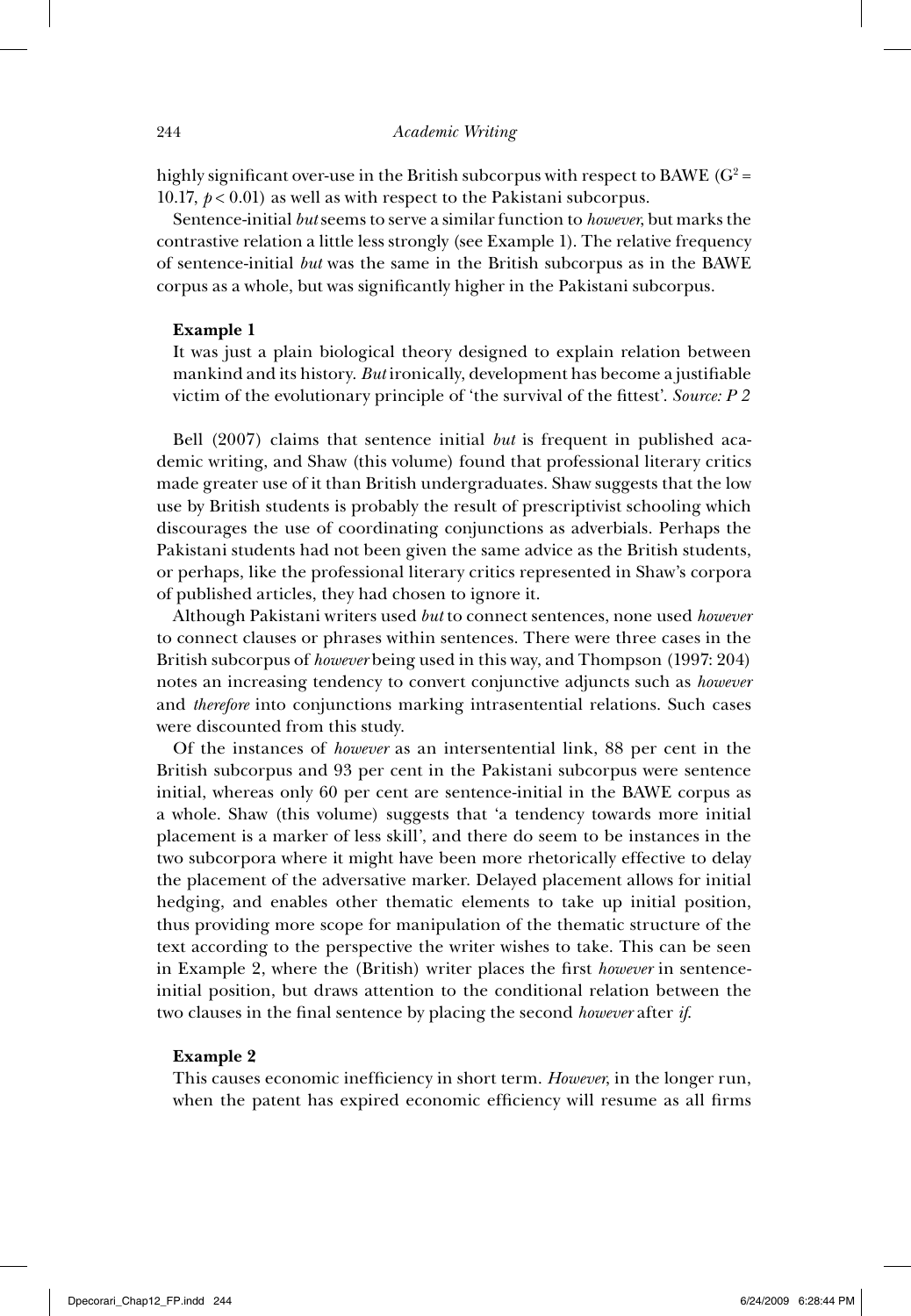highly significant over-use in the British subcorpus with respect to BAWE ($G^2 = 10.17$, $p < 0.01$) as well as with respect to the Pakistani subcorpus.

Sentence-initial *but* seems to serve a similar function to *however*, but marks the contrastive relation a little less strongly (see Example 1). The relative frequency of sentence-initial *but* was the same in the British subcorpus as in the BAWE corpus as a whole, but was significantly higher in the Pakistani subcorpus.

**Example 1**

It was just a plain biological theory designed to explain relation between mankind and its history. *But* ironically, development has become a justifiable victim of the evolutionary principle of 'the survival of the fittest'. *Source: P 2*

Bell (2007) claims that sentence initial *but* is frequent in published academic writing, and Shaw (this volume) found that professional literary critics made greater use of it than British undergraduates. Shaw suggests that the low use by British students is probably the result of prescriptivist schooling which discourages the use of coordinating conjunctions as adverbials. Perhaps the Pakistani students had not been given the same advice as the British students, or perhaps, like the professional literary critics represented in Shaw's corpora of published articles, they had chosen to ignore it.

Although Pakistani writers used *but* to connect sentences, none used *however* to connect clauses or phrases within sentences. There were three cases in the British subcorpus of *however* being used in this way, and Thompson (1997: 204) notes an increasing tendency to convert conjunctive adjuncts such as *however* and *therefore* into conjunctions marking intrasentential relations. Such cases were discounted from this study.

Of the instances of *however* as an intersentential link, 88 per cent in the British subcorpus and 93 per cent in the Pakistani subcorpus were sentence initial, whereas only 60 per cent are sentence-initial in the BAWE corpus as a whole. Shaw (this volume) suggests that 'a tendency towards more initial placement is a marker of less skill', and there do seem to be instances in the two subcorpora where it might have been more rhetorically effective to delay the placement of the adversative marker. Delayed placement allows for initial hedging, and enables other thematic elements to take up initial position, thus providing more scope for manipulation of the thematic structure of the text according to the perspective the writer wishes to take. This can be seen in Example 2, where the (British) writer places the first *however* in sentence-initial position, but draws attention to the conditional relation between the two clauses in the final sentence by placing the second *however* after *if*.

**Example 2**

This causes economic inefficiency in short term. *However*, in the longer run, when the patent has expired economic efficiency will resume as all firms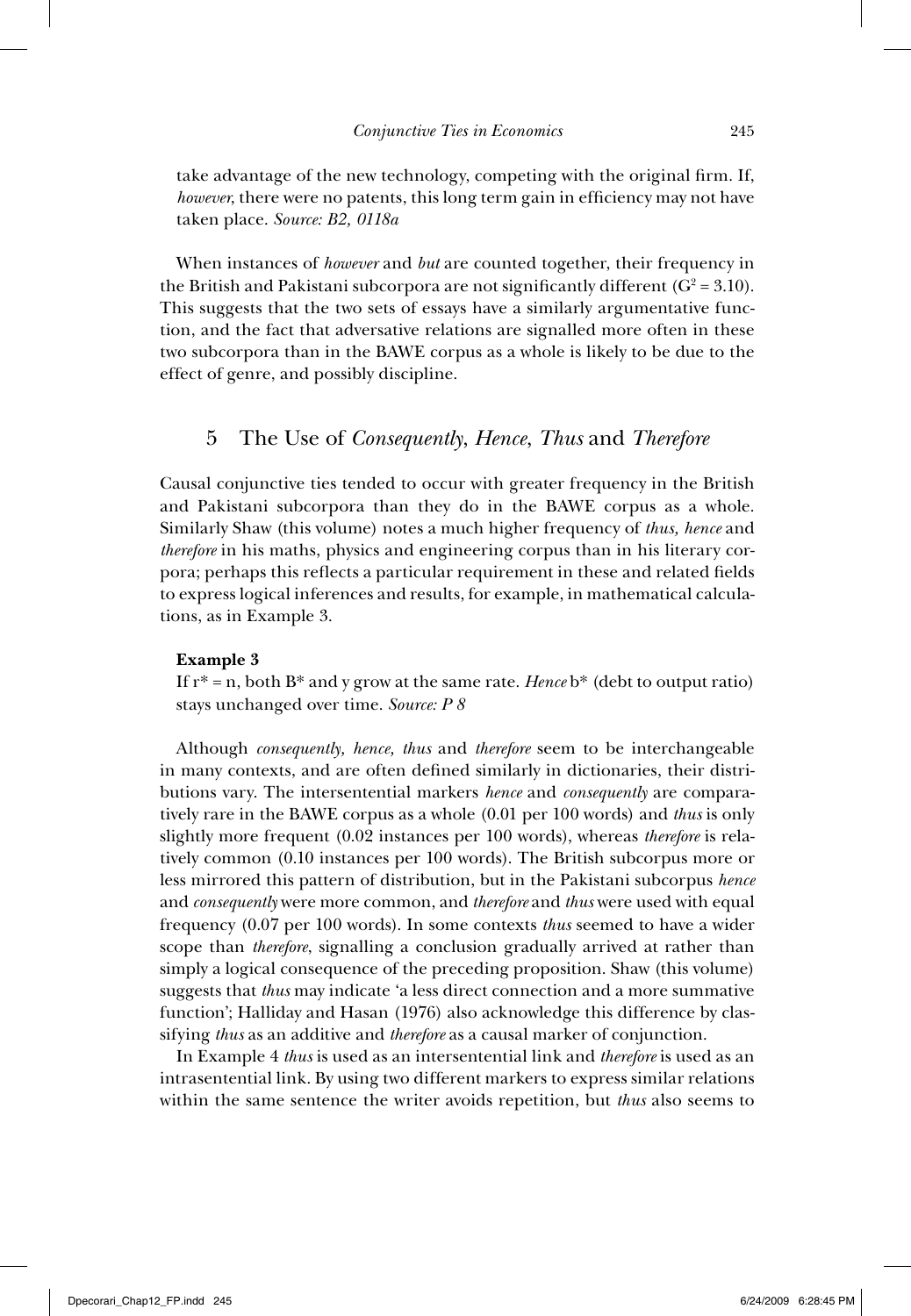take advantage of the new technology, competing with the original firm. If, *however*, there were no patents, this long term gain in efficiency may not have taken place. *Source: B2, 0118a*

When instances of *however* and *but* are counted together, their frequency in the British and Pakistani subcorpora are not significantly different ($G^2 = 3.10$). This suggests that the two sets of essays have a similarly argumentative function, and the fact that adversative relations are signalled more often in these two subcorpora than in the BAWE corpus as a whole is likely to be due to the effect of genre, and possibly discipline.

## 5 The Use of *Consequently*, *Hence*, *Thus* and *Therefore*

Causal conjunctive ties tended to occur with greater frequency in the British and Pakistani subcorpora than they do in the BAWE corpus as a whole. Similarly Shaw (this volume) notes a much higher frequency of *thus, hence* and *therefore* in his maths, physics and engineering corpus than in his literary corpora; perhaps this reflects a particular requirement in these and related fields to express logical inferences and results, for example, in mathematical calculations, as in Example 3.

**Example 3**

If $r^* = n$, both $B^*$ and y grow at the same rate. *Hence* $b^*$ (debt to output ratio) stays unchanged over time. *Source: P 8*

Although *consequently, hence, thus* and *therefore* seem to be interchangeable in many contexts, and are often defined similarly in dictionaries, their distributions vary. The intersentential markers *hence* and *consequently* are comparatively rare in the BAWE corpus as a whole (0.01 per 100 words) and *thus* is only slightly more frequent (0.02 instances per 100 words), whereas *therefore* is relatively common (0.10 instances per 100 words). The British subcorpus more or less mirrored this pattern of distribution, but in the Pakistani subcorpus *hence* and *consequently* were more common, and *therefore* and *thus* were used with equal frequency (0.07 per 100 words). In some contexts *thus* seemed to have a wider scope than *therefore*, signalling a conclusion gradually arrived at rather than simply a logical consequence of the preceding proposition. Shaw (this volume) suggests that *thus* may indicate 'a less direct connection and a more summative function'; Halliday and Hasan (1976) also acknowledge this difference by classifying *thus* as an additive and *therefore* as a causal marker of conjunction.

In Example 4 *thus* is used as an intersentential link and *therefore* is used as an intrasentential link. By using two different markers to express similar relations within the same sentence the writer avoids repetition, but *thus* also seems to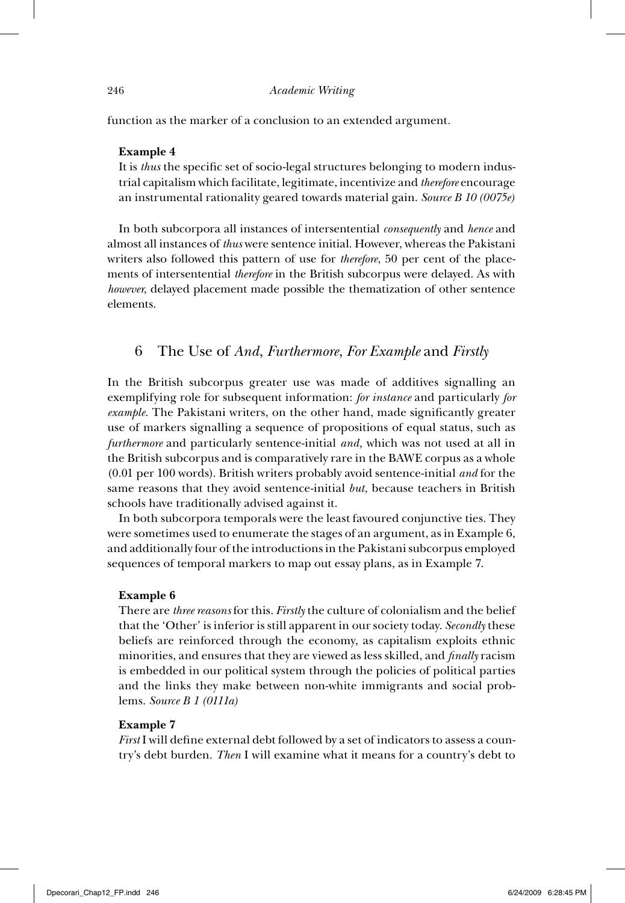function as the marker of a conclusion to an extended argument.

**Example 4**

It is *thus* the specific set of socio-legal structures belonging to modern industrial capitalism which facilitate, legitimate, incentivize and *therefore* encourage an instrumental rationality geared towards material gain. *Source B 10 (0075e)*

In both subcorpora all instances of intersentential *consequently* and *hence* and almost all instances of *thus* were sentence initial. However, whereas the Pakistani writers also followed this pattern of use for *therefore*, 50 per cent of the placements of intersentential *therefore* in the British subcorpus were delayed. As with *however*, delayed placement made possible the thematization of other sentence elements.

## 6 The Use of *And*, *Furthermore*, *For Example* and *Firstly*

In the British subcorpus greater use was made of additives signalling an exemplifying role for subsequent information: *for instance* and particularly *for example*. The Pakistani writers, on the other hand, made significantly greater use of markers signalling a sequence of propositions of equal status, such as *furthermore* and particularly sentence-initial *and*, which was not used at all in the British subcorpus and is comparatively rare in the BAWE corpus as a whole (0.01 per 100 words). British writers probably avoid sentence-initial *and* for the same reasons that they avoid sentence-initial *but*, because teachers in British schools have traditionally advised against it.

In both subcorpora temporals were the least favoured conjunctive ties. They were sometimes used to enumerate the stages of an argument, as in Example 6, and additionally four of the introductions in the Pakistani subcorpus employed sequences of temporal markers to map out essay plans, as in Example 7.

**Example 6**

There are *three reasons* for this. *Firstly* the culture of colonialism and the belief that the 'Other' is inferior is still apparent in our society today. *Secondly* these beliefs are reinforced through the economy, as capitalism exploits ethnic minorities, and ensures that they are viewed as less skilled, and *finally* racism is embedded in our political system through the policies of political parties and the links they make between non-white immigrants and social problems. *Source B 1 (0111a)*

**Example 7**

*First* I will define external debt followed by a set of indicators to assess a country's debt burden. *Then* I will examine what it means for a country's debt to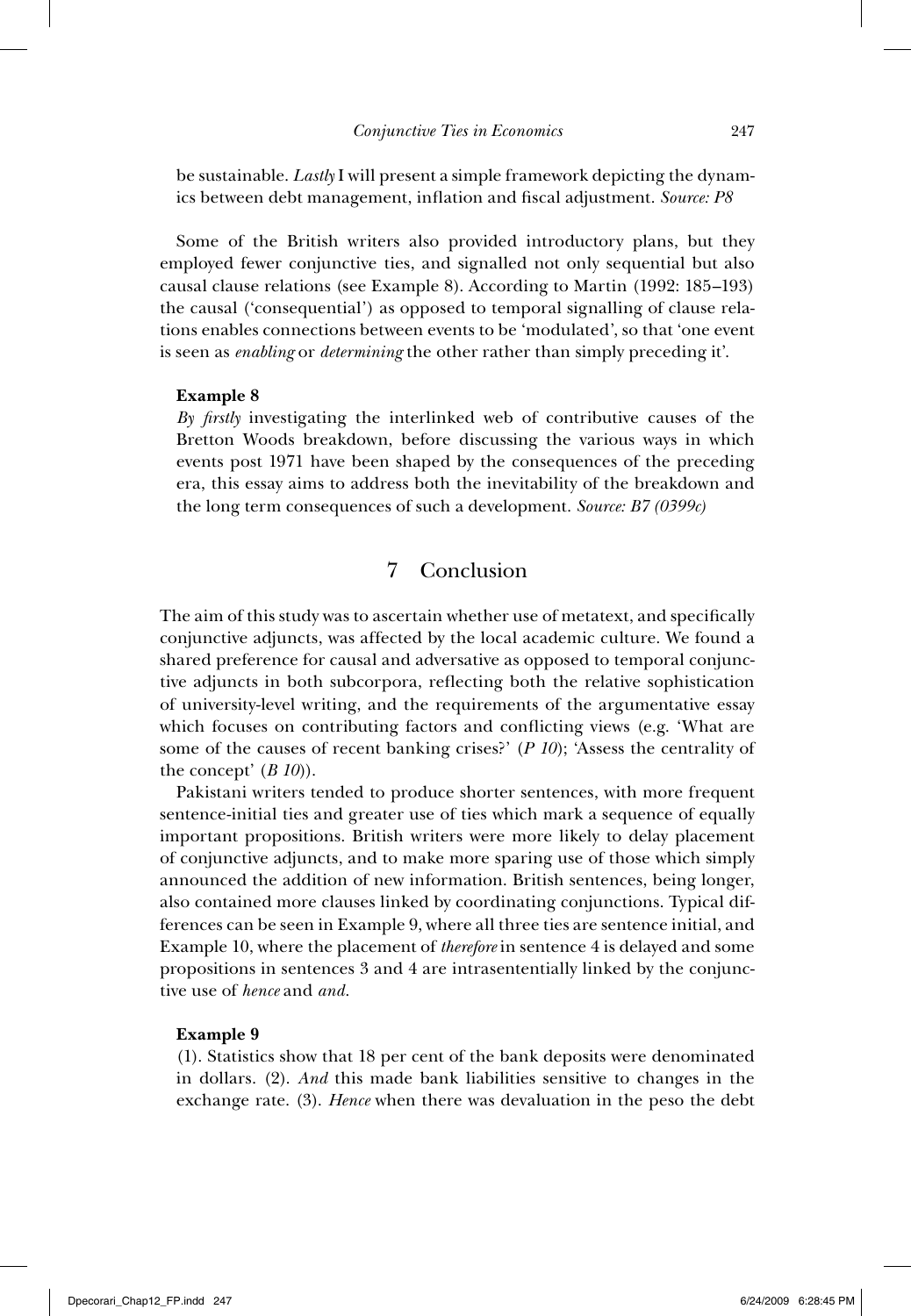be sustainable. *Lastly* I will present a simple framework depicting the dynamics between debt management, inflation and fiscal adjustment. *Source: P8*

Some of the British writers also provided introductory plans, but they employed fewer conjunctive ties, and signalled not only sequential but also causal clause relations (see Example 8). According to Martin (1992: 185–193) the causal ('consequential') as opposed to temporal signalling of clause relations enables connections between events to be 'modulated', so that 'one event is seen as *enabling* or *determining* the other rather than simply preceding it'.

**Example 8**

*By firstly* investigating the interlinked web of contributive causes of the Bretton Woods breakdown, before discussing the various ways in which events post 1971 have been shaped by the consequences of the preceding era, this essay aims to address both the inevitability of the breakdown and the long term consequences of such a development. *Source: B7 (0399c)*

## 7 Conclusion

The aim of this study was to ascertain whether use of metatext, and specifically conjunctive adjuncts, was affected by the local academic culture. We found a shared preference for causal and adversative as opposed to temporal conjunctive adjuncts in both subcorpora, reflecting both the relative sophistication of university-level writing, and the requirements of the argumentative essay which focuses on contributing factors and conflicting views (e.g. 'What are some of the causes of recent banking crises?' (*P 10*); 'Assess the centrality of the concept' (*B 10*)).

Pakistani writers tended to produce shorter sentences, with more frequent sentence-initial ties and greater use of ties which mark a sequence of equally important propositions. British writers were more likely to delay placement of conjunctive adjuncts, and to make more sparing use of those which simply announced the addition of new information. British sentences, being longer, also contained more clauses linked by coordinating conjunctions. Typical differences can be seen in Example 9, where all three ties are sentence initial, and Example 10, where the placement of *therefore* in sentence 4 is delayed and some propositions in sentences 3 and 4 are intrasententially linked by the conjunctive use of *hence* and *and*.

**Example 9**

(1). Statistics show that 18 per cent of the bank deposits were denominated in dollars. (2). *And* this made bank liabilities sensitive to changes in the exchange rate. (3). *Hence* when there was devaluation in the peso the debt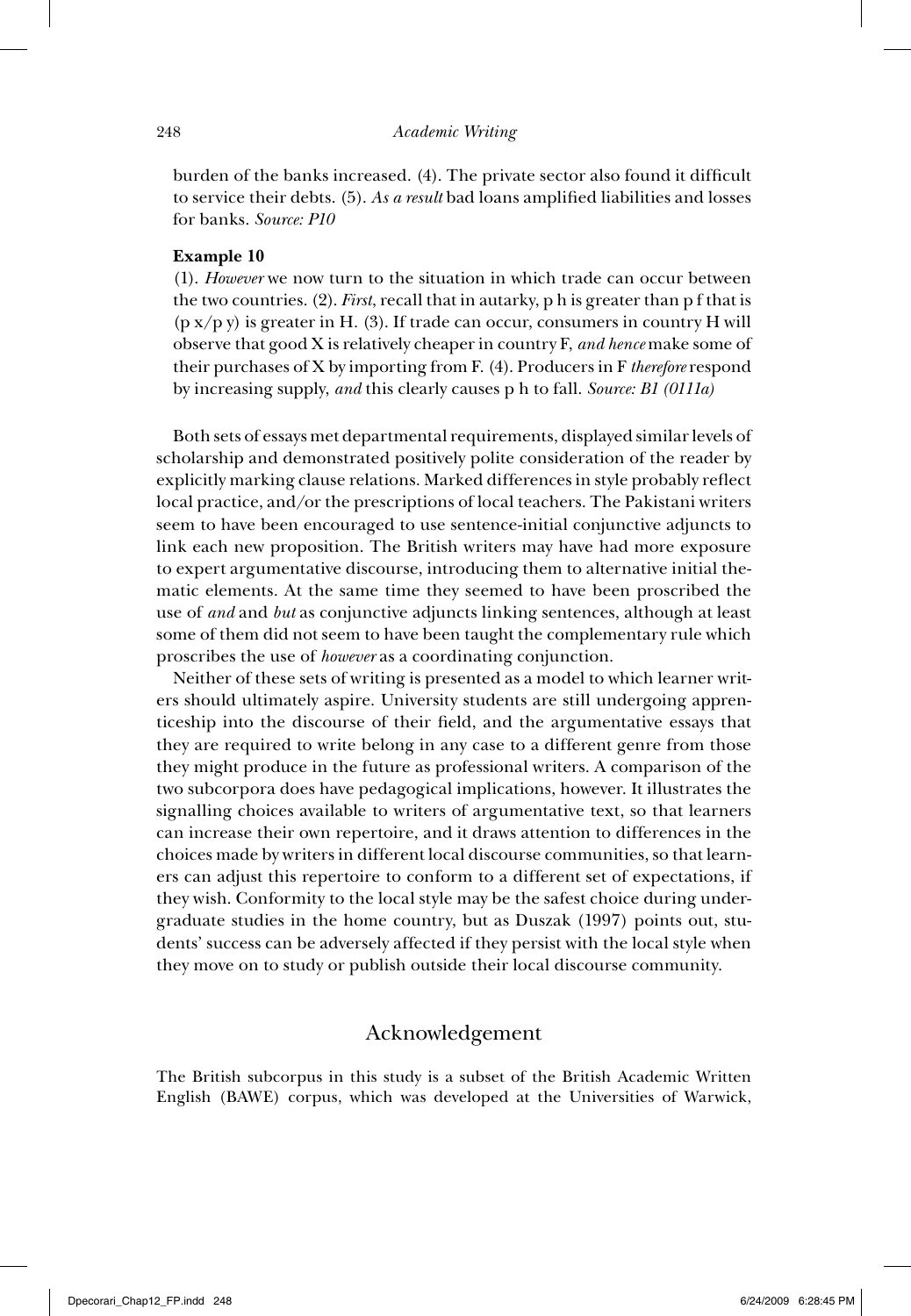burden of the banks increased. (4). The private sector also found it difficult to service their debts. (5). *As a result* bad loans amplified liabilities and losses for banks. *Source: P10*

**Example 10**

(1). *However* we now turn to the situation in which trade can occur between the two countries. (2). *First*, recall that in autarky, p h is greater than p f that is (p x/p y) is greater in H. (3). If trade can occur, consumers in country H will observe that good X is relatively cheaper in country F, *and hence* make some of their purchases of X by importing from F. (4). Producers in F *therefore* respond by increasing supply, *and* this clearly causes p h to fall. *Source: B1 (0111a)*

Both sets of essays met departmental requirements, displayed similar levels of scholarship and demonstrated positively polite consideration of the reader by explicitly marking clause relations. Marked differences in style probably reflect local practice, and/or the prescriptions of local teachers. The Pakistani writers seem to have been encouraged to use sentence-initial conjunctive adjuncts to link each new proposition. The British writers may have had more exposure to expert argumentative discourse, introducing them to alternative initial thematic elements. At the same time they seemed to have been proscribed the use of *and* and *but* as conjunctive adjuncts linking sentences, although at least some of them did not seem to have been taught the complementary rule which proscribes the use of *however* as a coordinating conjunction.

Neither of these sets of writing is presented as a model to which learner writers should ultimately aspire. University students are still undergoing apprenticeship into the discourse of their field, and the argumentative essays that they are required to write belong in any case to a different genre from those they might produce in the future as professional writers. A comparison of the two subcorpora does have pedagogical implications, however. It illustrates the signalling choices available to writers of argumentative text, so that learners can increase their own repertoire, and it draws attention to differences in the choices made by writers in different local discourse communities, so that learners can adjust this repertoire to conform to a different set of expectations, if they wish. Conformity to the local style may be the safest choice during undergraduate studies in the home country, but as Duszak (1997) points out, students' success can be adversely affected if they persist with the local style when they move on to study or publish outside their local discourse community.

## Acknowledgement

The British subcorpus in this study is a subset of the British Academic Written English (BAWE) corpus, which was developed at the Universities of Warwick,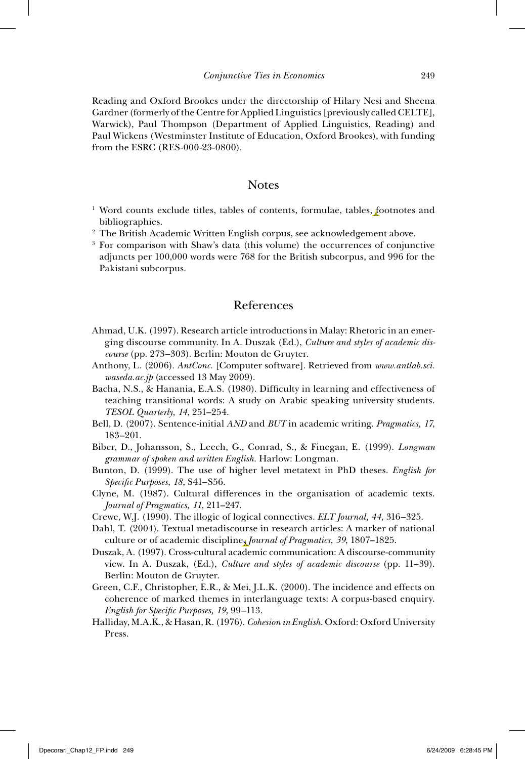Reading and Oxford Brookes under the directorship of Hilary Nesi and Sheena Gardner (formerly of the Centre for Applied Linguistics [previously called CELTE], Warwick), Paul Thompson (Department of Applied Linguistics, Reading) and Paul Wickens (Westminster Institute of Education, Oxford Brookes), with funding from the ESRC (RES-000-23-0800).

## Notes

[1] Word counts exclude titles, tables of contents, formulae, tables, footnotes and bibliographies.

[2] The British Academic Written English corpus, see acknowledgement above.

[3] For comparison with Shaw's data (this volume) the occurrences of conjunctive adjuncts per 100,000 words were 768 for the British subcorpus, and 996 for the Pakistani subcorpus.

## References

Ahmad, U.K. (1997). Research article introductions in Malay: Rhetoric in an emerging discourse community. In A. Duszak (Ed.), *Culture and styles of academic discourse* (pp. 273–303). Berlin: Mouton de Gruyter.

Anthony, L. (2006). *AntConc.* [Computer software]. Retrieved from *www.antlab.sci.waseda.ac.jp* (accessed 13 May 2009).

Bacha, N.S., & Hanania, E.A.S. (1980). Difficulty in learning and effectiveness of teaching transitional words: A study on Arabic speaking university students. *TESOL Quarterly, 14*, 251–254.

Bell, D. (2007). Sentence-initial *AND* and *BUT* in academic writing. *Pragmatics, 17*, 183–201.

Biber, D., Johansson, S., Leech, G., Conrad, S., & Finegan, E. (1999). *Longman grammar of spoken and written English.* Harlow: Longman.

Bunton, D. (1999). The use of higher level metatext in PhD theses. *English for Specific Purposes, 18*, S41–S56.

Clyne, M. (1987). Cultural differences in the organisation of academic texts. *Journal of Pragmatics, 11*, 211–247.

Crewe, W.J. (1990). The illogic of logical connectives. *ELT Journal, 44*, 316–325.

Dahl, T. (2004). Textual metadiscourse in research articles: A marker of national culture or of academic discipline, *Journal of Pragmatics, 39*, 1807–1825.

Duszak, A. (1997). Cross-cultural academic communication: A discourse-community view. In A. Duszak, (Ed.), *Culture and styles of academic discourse* (pp. 11–39). Berlin: Mouton de Gruyter.

Green, C.F., Christopher, E.R., & Mei, J.L.K. (2000). The incidence and effects on coherence of marked themes in interlanguage texts: A corpus-based enquiry. *English for Specific Purposes, 19*, 99–113.

Halliday, M.A.K., & Hasan, R. (1976). *Cohesion in English.* Oxford: Oxford University Press.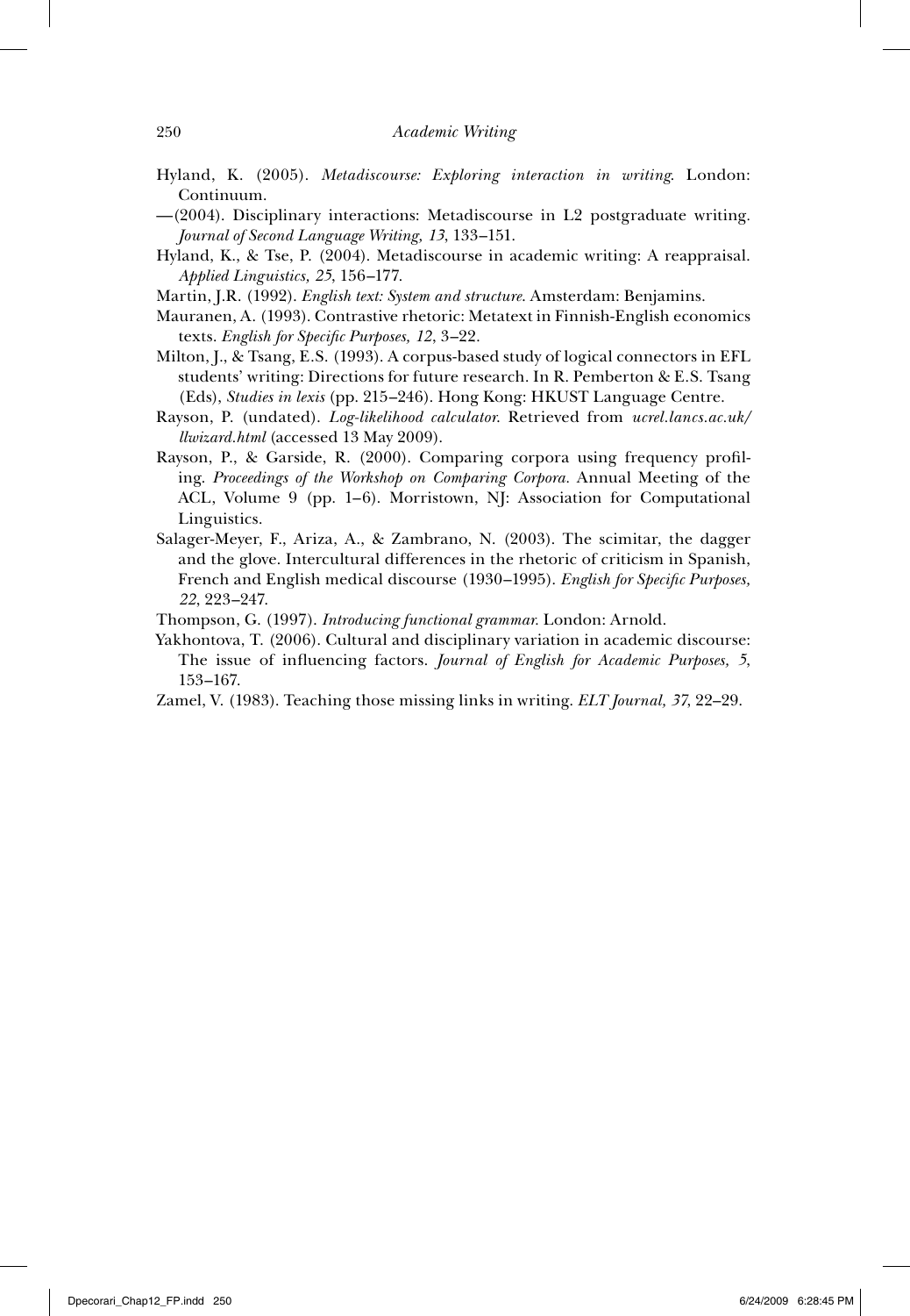Hyland, K. (2005). *Metadiscourse: Exploring interaction in writing*. London: Continuum.

—(2004). Disciplinary interactions: Metadiscourse in L2 postgraduate writing. *Journal of Second Language Writing, 13*, 133–151.

Hyland, K., & Tse, P. (2004). Metadiscourse in academic writing: A reappraisal. *Applied Linguistics, 25*, 156–177.

Martin, J.R. (1992). *English text: System and structure*. Amsterdam: Benjamins.

Mauranen, A. (1993). Contrastive rhetoric: Metatext in Finnish-English economics texts. *English for Specific Purposes, 12*, 3–22.

Milton, J., & Tsang, E.S. (1993). A corpus-based study of logical connectors in EFL students' writing: Directions for future research. In R. Pemberton & E.S. Tsang (Eds), *Studies in lexis* (pp. 215–246). Hong Kong: HKUST Language Centre.

Rayson, P. (undated). *Log-likelihood calculator*. Retrieved from *ucrel.lancs.ac.uk/llwizard.html* (accessed 13 May 2009).

Rayson, P., & Garside, R. (2000). Comparing corpora using frequency profiling. *Proceedings of the Workshop on Comparing Corpora*. Annual Meeting of the ACL, Volume 9 (pp. 1–6). Morristown, NJ: Association for Computational Linguistics.

Salager-Meyer, F., Ariza, A., & Zambrano, N. (2003). The scimitar, the dagger and the glove. Intercultural differences in the rhetoric of criticism in Spanish, French and English medical discourse (1930–1995). *English for Specific Purposes, 22*, 223–247.

Thompson, G. (1997). *Introducing functional grammar*. London: Arnold.

Yakhontova, T. (2006). Cultural and disciplinary variation in academic discourse: The issue of influencing factors. *Journal of English for Academic Purposes, 5*, 153–167.

Zamel, V. (1983). Teaching those missing links in writing. *ELT Journal, 37*, 22–29.